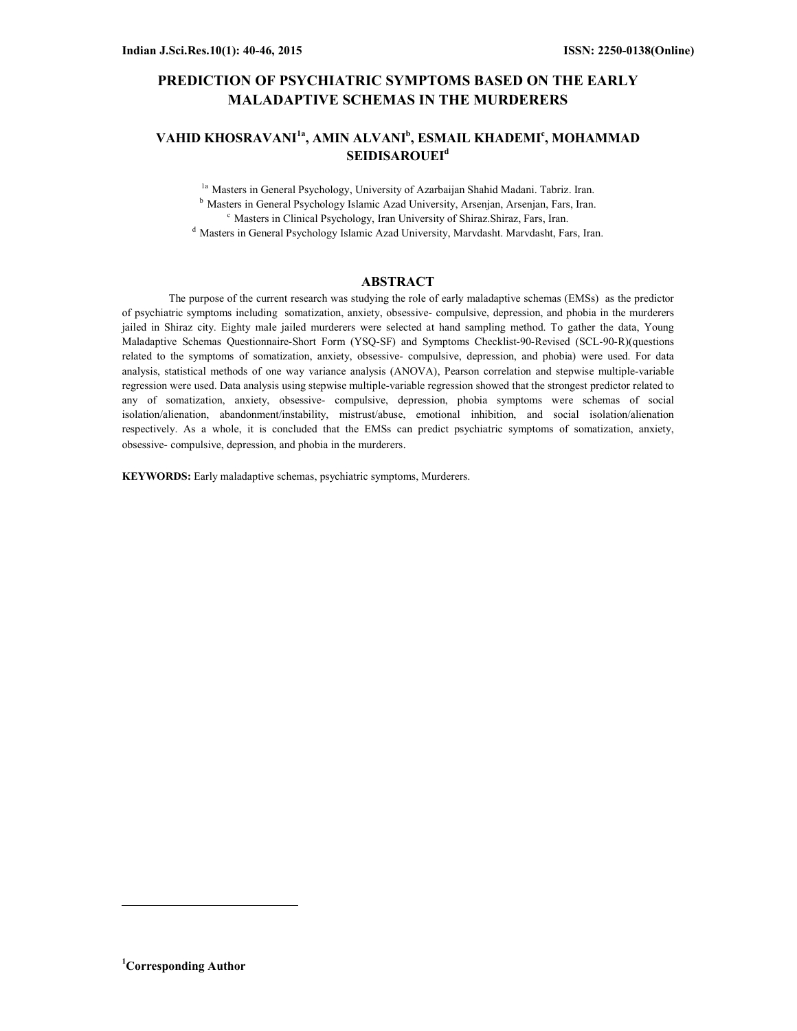# PREDICTION OF PSYCHIATRIC SYMPTOMS BASED ON THE EARLY MALADAPTIVE SCHEMAS IN THE MURDERERS

**VAHID KHOSRAVANI[1a], AMIN ALVANI[b], ESMAIL KHADEMI[c], MOHAMMAD SEIDISAROUEI[d]**

[1a] Masters in General Psychology, University of Azarbaijan Shahid Madani. Tabriz. Iran.
[b] Masters in General Psychology Islamic Azad University, Arsenjan, Arsenjan, Fars, Iran.
[c] Masters in Clinical Psychology, Iran University of Shiraz.Shiraz, Fars, Iran.
[d] Masters in General Psychology Islamic Azad University, Marvdasht. Marvdasht, Fars, Iran.

## ABSTRACT

The purpose of the current research was studying the role of early maladaptive schemas (EMSs) as the predictor of psychiatric symptoms including somatization, anxiety, obsessive- compulsive, depression, and phobia in the murderers jailed in Shiraz city. Eighty male jailed murderers were selected at hand sampling method. To gather the data, Young Maladaptive Schemas Questionnaire-Short Form (YSQ-SF) and Symptoms Checklist-90-Revised (SCL-90-R)(questions related to the symptoms of somatization, anxiety, obsessive- compulsive, depression, and phobia) were used. For data analysis, statistical methods of one way variance analysis (ANOVA), Pearson correlation and stepwise multiple-variable regression were used. Data analysis using stepwise multiple-variable regression showed that the strongest predictor related to any of somatization, anxiety, obsessive- compulsive, depression, phobia symptoms were schemas of social isolation/alienation, abandonment/instability, mistrust/abuse, emotional inhibition, and social isolation/alienation respectively. As a whole, it is concluded that the EMSs can predict psychiatric symptoms of somatization, anxiety, obsessive- compulsive, depression, and phobia in the murderers.

**KEYWORDS:** Early maladaptive schemas, psychiatric symptoms, Murderers.

---

[1] **Corresponding Author**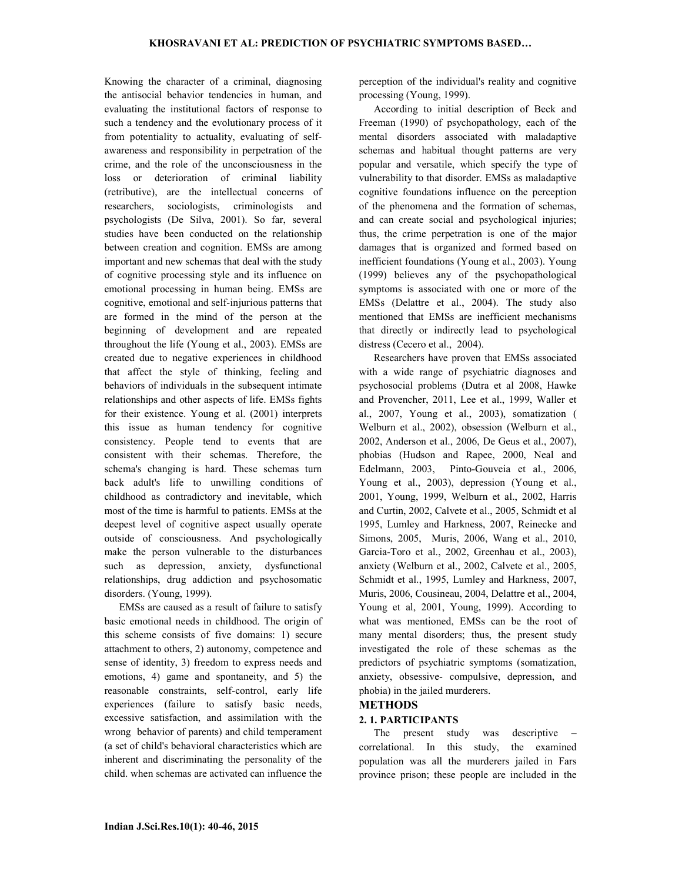Knowing the character of a criminal, diagnosing the antisocial behavior tendencies in human, and evaluating the institutional factors of response to such a tendency and the evolutionary process of it from potentiality to actuality, evaluating of self-awareness and responsibility in perpetration of the crime, and the role of the unconsciousness in the loss or deterioration of criminal liability (retributive), are the intellectual concerns of researchers, sociologists, criminologists and psychologists (De Silva, 2001). So far, several studies have been conducted on the relationship between creation and cognition. EMSs are among important and new schemas that deal with the study of cognitive processing style and its influence on emotional processing in human being. EMSs are cognitive, emotional and self-injurious patterns that are formed in the mind of the person at the beginning of development and are repeated throughout the life (Young et al., 2003). EMSs are created due to negative experiences in childhood that affect the style of thinking, feeling and behaviors of individuals in the subsequent intimate relationships and other aspects of life. EMSs fights for their existence. Young et al. (2001) interprets this issue as human tendency for cognitive consistency. People tend to events that are consistent with their schemas. Therefore, the schema's changing is hard. These schemas turn back adult's life to unwilling conditions of childhood as contradictory and inevitable, which most of the time is harmful to patients. EMSs at the deepest level of cognitive aspect usually operate outside of consciousness. And psychologically make the person vulnerable to the disturbances such as depression, anxiety, dysfunctional relationships, drug addiction and psychosomatic disorders. (Young, 1999).

EMSs are caused as a result of failure to satisfy basic emotional needs in childhood. The origin of this scheme consists of five domains: 1) secure attachment to others, 2) autonomy, competence and sense of identity, 3) freedom to express needs and emotions, 4) game and spontaneity, and 5) the reasonable constraints, self-control, early life experiences (failure to satisfy basic needs, excessive satisfaction, and assimilation with the wrong behavior of parents) and child temperament (a set of child's behavioral characteristics which are inherent and discriminating the personality of the child. when schemas are activated can influence the perception of the individual's reality and cognitive processing (Young, 1999).

According to initial description of Beck and Freeman (1990) of psychopathology, each of the mental disorders associated with maladaptive schemas and habitual thought patterns are very popular and versatile, which specify the type of vulnerability to that disorder. EMSs as maladaptive cognitive foundations influence on the perception of the phenomena and the formation of schemas, and can create social and psychological injuries; thus, the crime perpetration is one of the major damages that is organized and formed based on inefficient foundations (Young et al., 2003). Young (1999) believes any of the psychopathological symptoms is associated with one or more of the EMSs (Delattre et al., 2004). The study also mentioned that EMSs are inefficient mechanisms that directly or indirectly lead to psychological distress (Cecero et al., 2004).

Researchers have proven that EMSs associated with a wide range of psychiatric diagnoses and psychosocial problems (Dutra et al 2008, Hawke and Provencher, 2011, Lee et al., 1999, Waller et al., 2007, Young et al., 2003), somatization ( Welburn et al., 2002), obsession (Welburn et al., 2002, Anderson et al., 2006, De Geus et al., 2007), phobias (Hudson and Rapee, 2000, Neal and Edelmann, 2003, Pinto-Gouveia et al., 2006, Young et al., 2003), depression (Young et al., 2001, Young, 1999, Welburn et al., 2002, Harris and Curtin, 2002, Calvete et al., 2005, Schmidt et al 1995, Lumley and Harkness, 2007, Reinecke and Simons, 2005, Muris, 2006, Wang et al., 2010, Garcia-Toro et al., 2002, Greenhau et al., 2003), anxiety (Welburn et al., 2002, Calvete et al., 2005, Schmidt et al., 1995, Lumley and Harkness, 2007, Muris, 2006, Cousineau, 2004, Delattre et al., 2004, Young et al, 2001, Young, 1999). According to what was mentioned, EMSs can be the root of many mental disorders; thus, the present study investigated the role of these schemas as the predictors of psychiatric symptoms (somatization, anxiety, obsessive- compulsive, depression, and phobia) in the jailed murderers.

## METHODS

### 2. 1. PARTICIPANTS

The present study was descriptive – correlational. In this study, the examined population was all the murderers jailed in Fars province prison; these people are included in the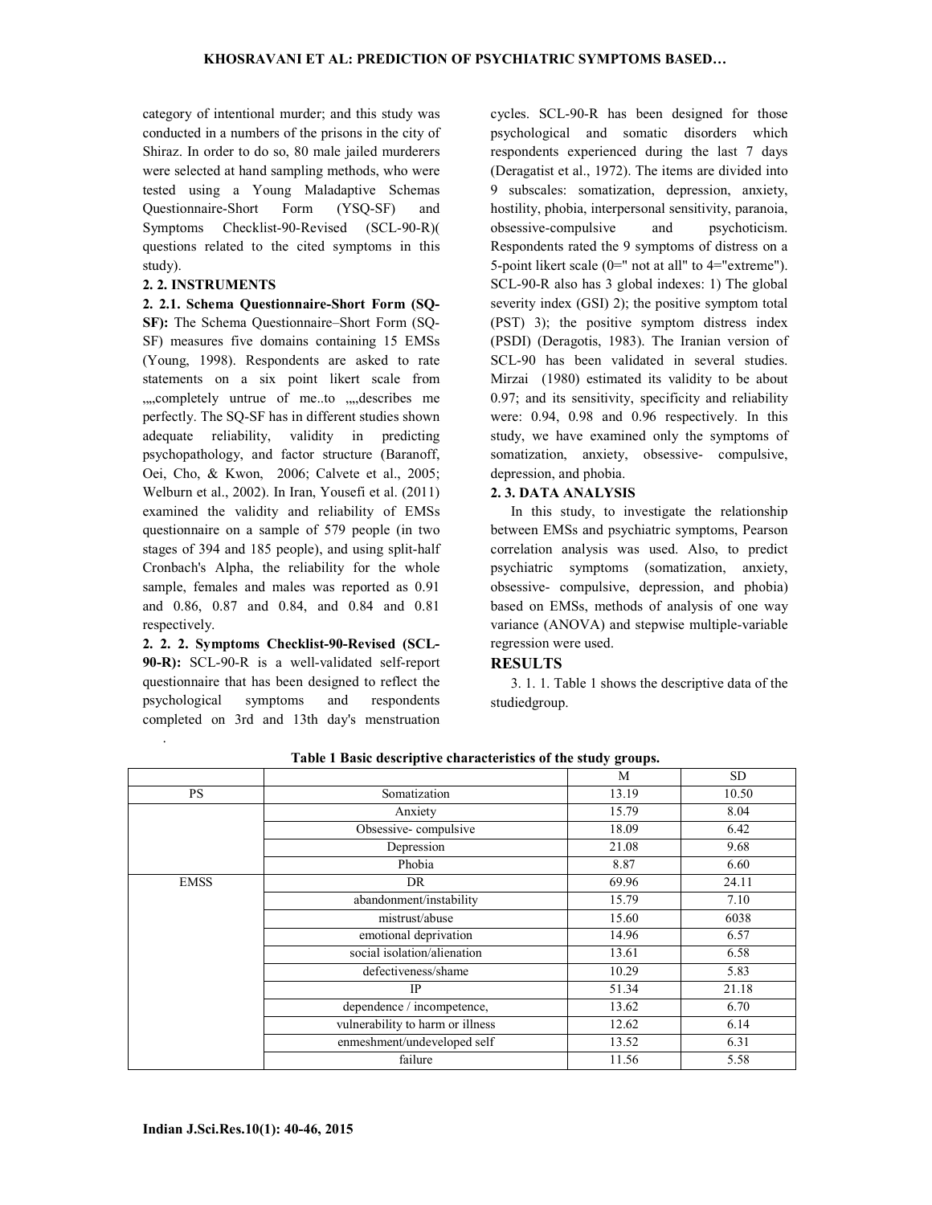category of intentional murder; and this study was conducted in a numbers of the prisons in the city of Shiraz. In order to do so, 80 male jailed murderers were selected at hand sampling methods, who were tested using a Young Maladaptive Schemas Questionnaire-Short Form (YSQ-SF) and Symptoms Checklist-90-Revised (SCL-90-R)( questions related to the cited symptoms in this study).

### 2. 2. INSTRUMENTS

**2. 2.1. Schema Questionnaire-Short Form (SQ-SF):** The Schema Questionnaire–Short Form (SQ-SF) measures five domains containing 15 EMSs (Young, 1998). Respondents are asked to rate statements on a six point likert scale from „„,completely untrue of me..to „„,describes me perfectly. The SQ-SF has in different studies shown adequate reliability, validity in predicting psychopathology, and factor structure (Baranoff, Oei, Cho, & Kwon, 2006; Calvete et al., 2005; Welburn et al., 2002). In Iran, Yousefi et al. (2011) examined the validity and reliability of EMSs questionnaire on a sample of 579 people (in two stages of 394 and 185 people), and using split-half Cronbach's Alpha, the reliability for the whole sample, females and males was reported as 0.91 and 0.86, 0.87 and 0.84, and 0.84 and 0.81 respectively.

**2. 2. 2. Symptoms Checklist-90-Revised (SCL-90-R):** SCL-90-R is a well-validated self-report questionnaire that has been designed to reflect the psychological symptoms and respondents completed on 3rd and 13th day's menstruation cycles. SCL-90-R has been designed for those psychological and somatic disorders which respondents experienced during the last 7 days (Deragatist et al., 1972). The items are divided into 9 subscales: somatization, depression, anxiety, hostility, phobia, interpersonal sensitivity, paranoia, obsessive-compulsive and psychoticism. Respondents rated the 9 symptoms of distress on a 5-point likert scale (0=" not at all" to 4="extreme"). SCL-90-R also has 3 global indexes: 1) The global severity index (GSI) 2); the positive symptom total (PST) 3); the positive symptom distress index (PSDI) (Deragotis, 1983). The Iranian version of SCL-90 has been validated in several studies. Mirzai (1980) estimated its validity to be about 0.97; and its sensitivity, specificity and reliability were: 0.94, 0.98 and 0.96 respectively. In this study, we have examined only the symptoms of somatization, anxiety, obsessive- compulsive, depression, and phobia.

### 2. 3. DATA ANALYSIS

In this study, to investigate the relationship between EMSs and psychiatric symptoms, Pearson correlation analysis was used. Also, to predict psychiatric symptoms (somatization, anxiety, obsessive- compulsive, depression, and phobia) based on EMSs, methods of analysis of one way variance (ANOVA) and stepwise multiple-variable regression were used.

## RESULTS

3. 1. 1. Table 1 shows the descriptive data of the studiedgroup.

**Table 1 Basic descriptive characteristics of the study groups.**

| | | M | SD |
|---|---|---|---|
| PS | Somatization | 13.19 | 10.50 |
| | Anxiety | 15.79 | 8.04 |
| | Obsessive- compulsive | 18.09 | 6.42 |
| | Depression | 21.08 | 9.68 |
| | Phobia | 8.87 | 6.60 |
| EMSS | DR | 69.96 | 24.11 |
| | abandonment/instability | 15.79 | 7.10 |
| | mistrust/abuse | 15.60 | 6038 |
| | emotional deprivation | 14.96 | 6.57 |
| | social isolation/alienation | 13.61 | 6.58 |
| | defectiveness/shame | 10.29 | 5.83 |
| | IP | 51.34 | 21.18 |
| | dependence / incompetence, | 13.62 | 6.70 |
| | vulnerability to harm or illness | 12.62 | 6.14 |
| | enmeshment/undeveloped self | 13.52 | 6.31 |
| | failure | 11.56 | 5.58 |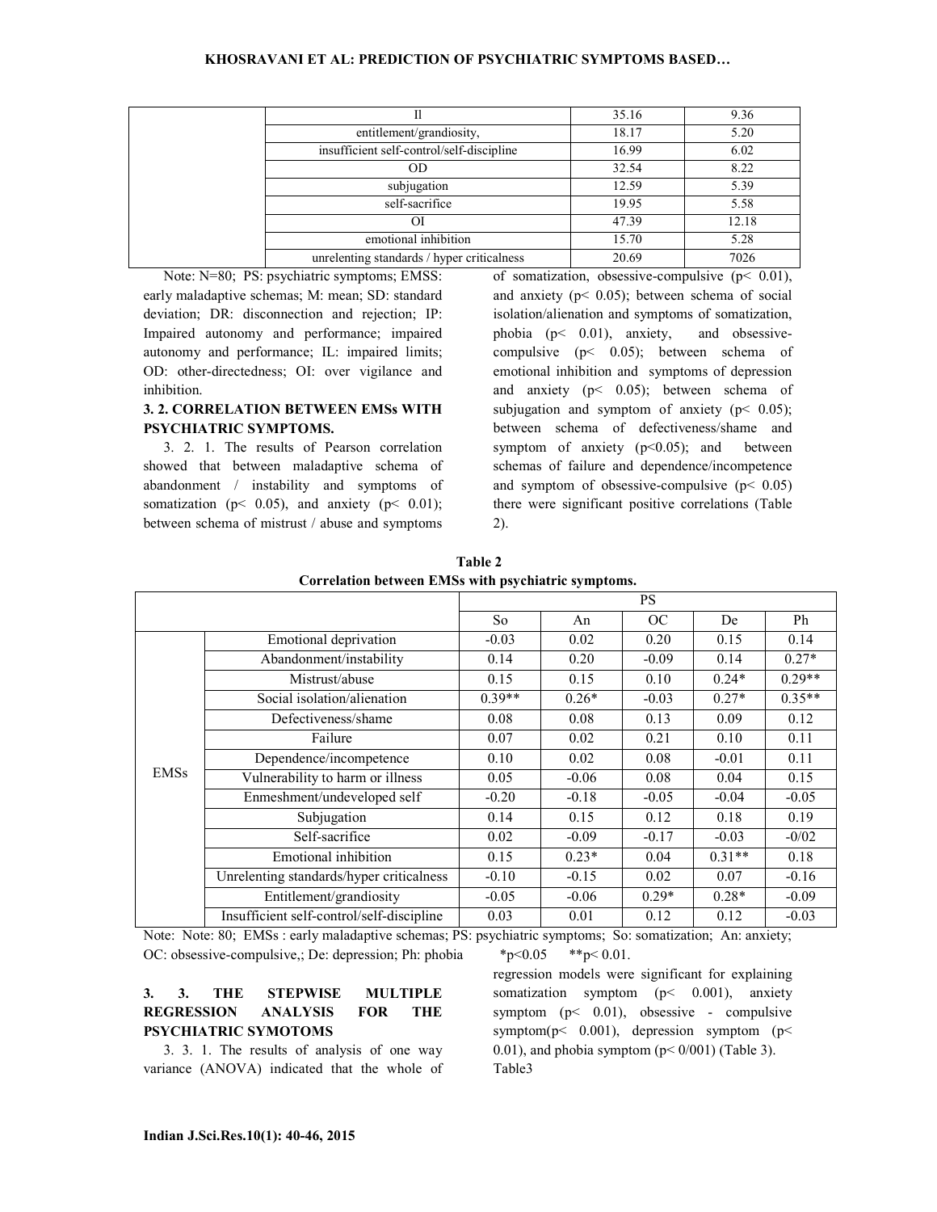| | Il | 35.16 | 9.36 |
|---|---|---|---|
| | entitlement/grandiosity, | 18.17 | 5.20 |
| | insufficient self-control/self-discipline | 16.99 | 6.02 |
| | OD | 32.54 | 8.22 |
| | subjugation | 12.59 | 5.39 |
| | self-sacrifice | 19.95 | 5.58 |
| | OI | 47.39 | 12.18 |
| | emotional inhibition | 15.70 | 5.28 |
| | unrelenting standards / hyper criticalness | 20.69 | 7026 |

Note: N=80; PS: psychiatric symptoms; EMSS: early maladaptive schemas; M: mean; SD: standard deviation; DR: disconnection and rejection; IP: Impaired autonomy and performance; impaired autonomy and performance; IL: impaired limits; OD: other-directedness; OI: over vigilance and inhibition.

### 3. 2. CORRELATION BETWEEN EMSs WITH PSYCHIATRIC SYMPTOMS.

3. 2. 1. The results of Pearson correlation showed that between maladaptive schema of abandonment / instability and symptoms of somatization ($p < 0.05$), and anxiety ($p < 0.01$); between schema of mistrust / abuse and symptoms of somatization, obsessive-compulsive ($p < 0.01$), and anxiety ($p < 0.05$); between schema of social isolation/alienation and symptoms of somatization, phobia ($p < 0.01$), anxiety, and obsessive-compulsive ($p < 0.05$); between schema of emotional inhibition and symptoms of depression and anxiety ($p < 0.05$); between schema of subjugation and symptom of anxiety ($p < 0.05$); between schema of defectiveness/shame and symptom of anxiety ($p<0.05$); and between schemas of failure and dependence/incompetence and symptom of obsessive-compulsive ($p < 0.05$) there were significant positive correlations (Table 2).

**Table 2**
**Correlation between EMSs with psychiatric symptoms.**

| | | PS | | | | |
|---|---|---|---|---|---|---|
| | | So | An | OC | De | Ph |
| EMSs | Emotional deprivation | -0.03 | 0.02 | 0.20 | 0.15 | 0.14 |
| | Abandonment/instability | 0.14 | 0.20 | -0.09 | 0.14 | 0.27* |
| | Mistrust/abuse | 0.15 | 0.15 | 0.10 | 0.24* | 0.29** |
| | Social isolation/alienation | 0.39** | 0.26* | -0.03 | 0.27* | 0.35** |
| | Defectiveness/shame | 0.08 | 0.08 | 0.13 | 0.09 | 0.12 |
| | Failure | 0.07 | 0.02 | 0.21 | 0.10 | 0.11 |
| | Dependence/incompetence | 0.10 | 0.02 | 0.08 | -0.01 | 0.11 |
| | Vulnerability to harm or illness | 0.05 | -0.06 | 0.08 | 0.04 | 0.15 |
| | Enmeshment/undeveloped self | -0.20 | -0.18 | -0.05 | -0.04 | -0.05 |
| | Subjugation | 0.14 | 0.15 | 0.12 | 0.18 | 0.19 |
| | Self-sacrifice | 0.02 | -0.09 | -0.17 | -0.03 | -0/02 |
| | Emotional inhibition | 0.15 | 0.23* | 0.04 | 0.31** | 0.18 |
| | Unrelenting standards/hyper criticalness | -0.10 | -0.15 | 0.02 | 0.07 | -0.16 |
| | Entitlement/grandiosity | -0.05 | -0.06 | 0.29* | 0.28* | -0.09 |
| | Insufficient self-control/self-discipline | 0.03 | 0.01 | 0.12 | 0.12 | -0.03 |

Note: Note: 80; EMSs : early maladaptive schemas; PS: psychiatric symptoms; So: somatization; An: anxiety; OC: obsessive-compulsive,; De: depression; Ph: phobia *p<0.05 **p< 0.01.

### 3. 3. THE STEPWISE MULTIPLE REGRESSION ANALYSIS FOR THE PSYCHIATRIC SYMOTOMS

3. 3. 1. The results of analysis of one way variance (ANOVA) indicated that the whole of regression models were significant for explaining somatization symptom ($p < 0.001$), anxiety symptom ($p < 0.01$), obsessive - compulsive symptom($p < 0.001$), depression symptom ($p < 0.01$), and phobia symptom ($p < 0/001$) (Table 3).

Table3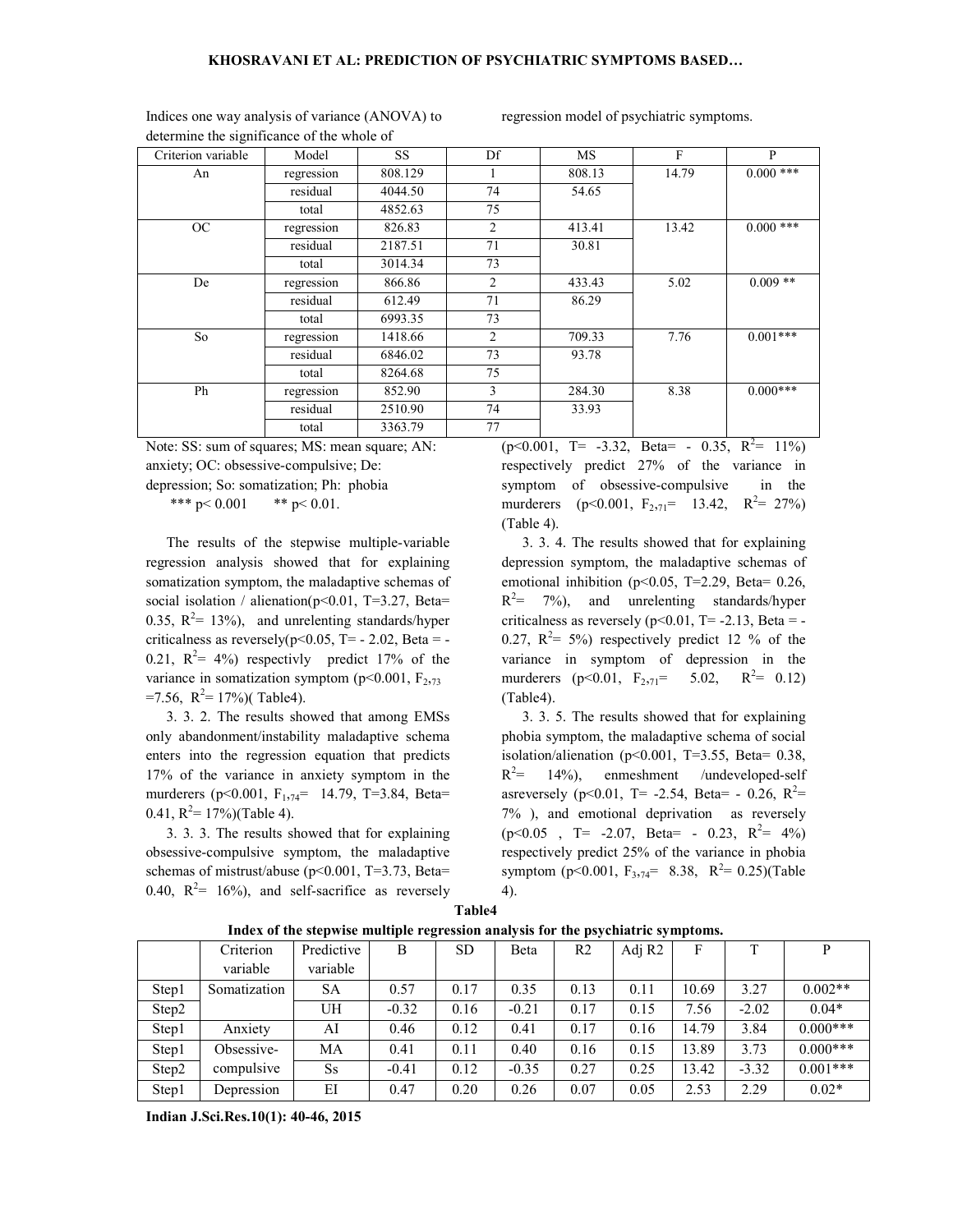Indices one way analysis of variance (ANOVA) to determine the significance of the whole of regression model of psychiatric symptoms.

| Criterion variable | Model | SS | Df | MS | F | P |
|---|---|---|---|---|---|---|
| An | regression | 808.129 | 1 | 808.13 | 14.79 | 0.000 *** |
| | residual | 4044.50 | 74 | 54.65 | | |
| | total | 4852.63 | 75 | | | |
| OC | regression | 826.83 | 2 | 413.41 | 13.42 | 0.000 *** |
| | residual | 2187.51 | 71 | 30.81 | | |
| | total | 3014.34 | 73 | | | |
| De | regression | 866.86 | 2 | 433.43 | 5.02 | 0.009 ** |
| | residual | 612.49 | 71 | 86.29 | | |
| | total | 6993.35 | 73 | | | |
| So | regression | 1418.66 | 2 | 709.33 | 7.76 | 0.001*** |
| | residual | 6846.02 | 73 | 93.78 | | |
| | total | 8264.68 | 75 | | | |
| Ph | regression | 852.90 | 3 | 284.30 | 8.38 | 0.000*** |
| | residual | 2510.90 | 74 | 33.93 | | |
| | total | 3363.79 | 77 | | | |

Note: SS: sum of squares; MS: mean square; AN: anxiety; OC: obsessive-compulsive; De: depression; So: somatization; Ph: phobia

*** $p< 0.001$ ** $p< 0.01$.

The results of the stepwise multiple-variable regression analysis showed that for explaining somatization symptom, the maladaptive schemas of social isolation / alienation($p<0.01$, T=3.27, Beta= 0.35, $R^2$= 13%), and unrelenting standards/hyper criticalness as reversely($p<0.05$, T= - 2.02, Beta = - 0.21, $R^2$= 4%) respectivly predict 17% of the variance in somatization symptom ($p<0.001$, $F_{2,73}$ =7.56, $R^2$= 17%)( Table4).

3. 3. 2. The results showed that among EMSs only abandonment/instability maladaptive schema enters into the regression equation that predicts 17% of the variance in anxiety symptom in the murderers ($p<0.001$, $F_{1,74}$= 14.79, T=3.84, Beta= 0.41, $R^2$= 17%)(Table 4).

3. 3. 3. The results showed that for explaining obsessive-compulsive symptom, the maladaptive schemas of mistrust/abuse ($p<0.001$, T=3.73, Beta= 0.40, $R^2$= 16%), and self-sacrifice as reversely ($p<0.001$, T= -3.32, Beta= - 0.35, $R^2$= 11%) respectively predict 27% of the variance in symptom of obsessive-compulsive in the murderers ($p<0.001$, $F_{2,71}$= 13.42, $R^2$= 27%) (Table 4).

3. 3. 4. The results showed that for explaining depression symptom, the maladaptive schemas of emotional inhibition ($p<0.05$, T=2.29, Beta= 0.26, $R^2$= 7%), and unrelenting standards/hyper criticalness as reversely ($p<0.01$, T= -2.13, Beta = - 0.27, $R^2$= 5%) respectively predict 12 % of the variance in symptom of depression in the murderers ($p<0.01$, $F_{2,71}$= 5.02, $R^2$= 0.12) (Table4).

3. 3. 5. The results showed that for explaining phobia symptom, the maladaptive schema of social isolation/alienation ($p<0.001$, T=3.55, Beta= 0.38, $R^2$= 14%), enmeshment /undeveloped-self asreversely ($p<0.01$, T= -2.54, Beta= - 0.26, $R^2$= 7% ), and emotional deprivation as reversely ($p<0.05$ , T= -2.07, Beta= - 0.23, $R^2$= 4%) respectively predict 25% of the variance in phobia symptom ($p<0.001$, $F_{3,74}$= 8.38, $R^2$= 0.25)(Table 4).

**Table4**

**Index of the stepwise multiple regression analysis for the psychiatric symptoms.**

| | Criterion variable | Predictive variable | B | SD | Beta | R2 | Adj R2 | F | T | P |
|---|---|---|---|---|---|---|---|---|---|---|
| Step1 | Somatization | SA | 0.57 | 0.17 | 0.35 | 0.13 | 0.11 | 10.69 | 3.27 | 0.002** |
| Step2 | | UH | -0.32 | 0.16 | -0.21 | 0.17 | 0.15 | 7.56 | -2.02 | 0.04* |
| Step1 | Anxiety | AI | 0.46 | 0.12 | 0.41 | 0.17 | 0.16 | 14.79 | 3.84 | 0.000*** |
| Step1 | Obsessive-compulsive | MA | 0.41 | 0.11 | 0.40 | 0.16 | 0.15 | 13.89 | 3.73 | 0.000*** |
| Step2 | | Ss | -0.41 | 0.12 | -0.35 | 0.27 | 0.25 | 13.42 | -3.32 | 0.001*** |
| Step1 | Depression | EI | 0.47 | 0.20 | 0.26 | 0.07 | 0.05 | 2.53 | 2.29 | 0.02* |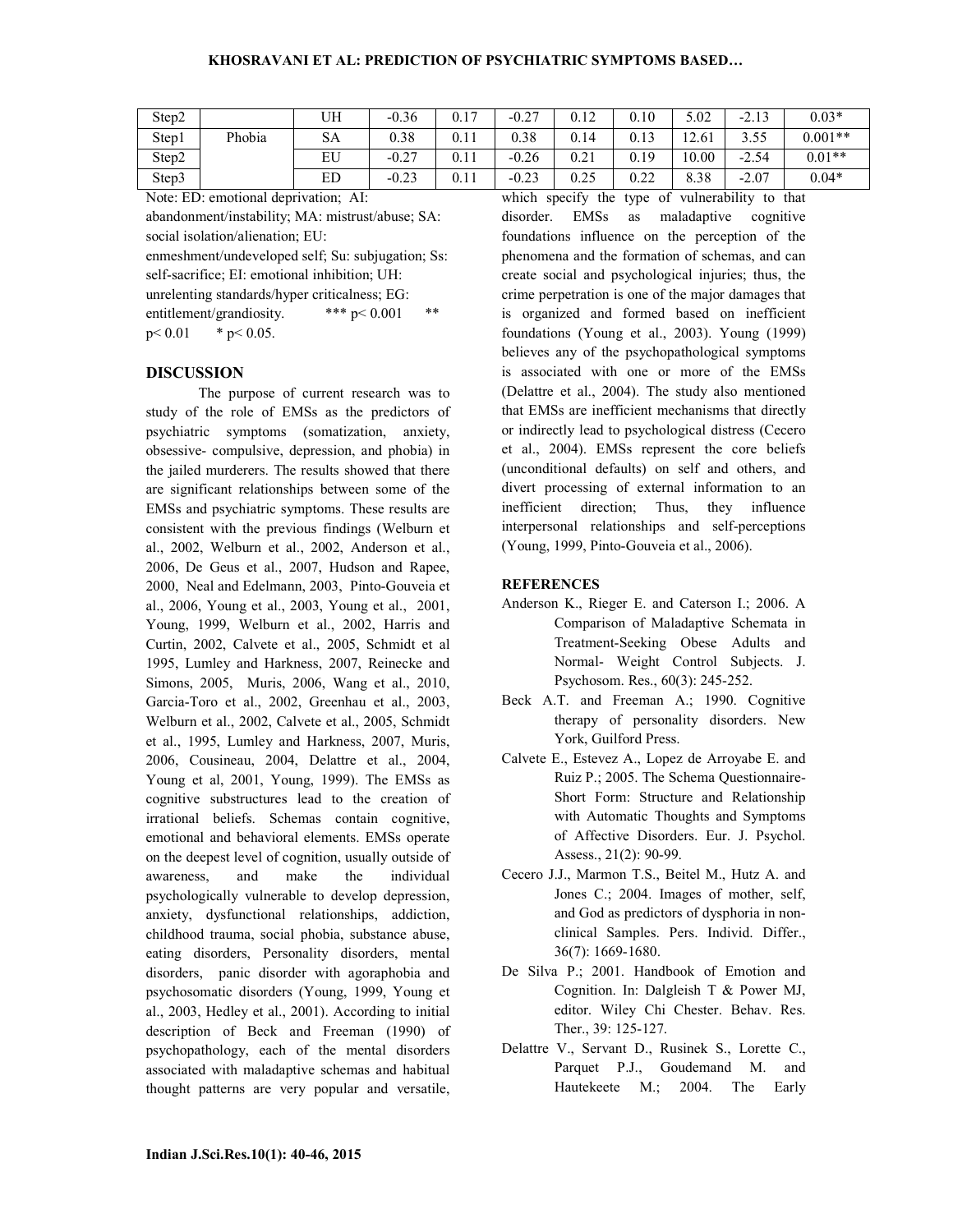| Step2 | | UH | -0.36 | 0.17 | -0.27 | 0.12 | 0.10 | 5.02 | -2.13 | 0.03* |
|---|---|---|---|---|---|---|---|---|---|---|
| Step1 | Phobia | SA | 0.38 | 0.11 | 0.38 | 0.14 | 0.13 | 12.61 | 3.55 | 0.001** |
| Step2 | | EU | -0.27 | 0.11 | -0.26 | 0.21 | 0.19 | 10.00 | -2.54 | 0.01** |
| Step3 | | ED | -0.23 | 0.11 | -0.23 | 0.25 | 0.22 | 8.38 | -2.07 | 0.04* |

Note: ED: emotional deprivation; AI: abandonment/instability; MA: mistrust/abuse; SA: social isolation/alienation; EU: enmeshment/undeveloped self; Su: subjugation; Ss: self-sacrifice; EI: emotional inhibition; UH: unrelenting standards/hyper criticalness; EG: entitlement/grandiosity. *** $p < 0.001$ ** $p < 0.01$ * $p < 0.05$.

## DISCUSSION

The purpose of current research was to study of the role of EMSs as the predictors of psychiatric symptoms (somatization, anxiety, obsessive- compulsive, depression, and phobia) in the jailed murderers. The results showed that there are significant relationships between some of the EMSs and psychiatric symptoms. These results are consistent with the previous findings (Welburn et al., 2002, Welburn et al., 2002, Anderson et al., 2006, De Geus et al., 2007, Hudson and Rapee, 2000, Neal and Edelmann, 2003, Pinto-Gouveia et al., 2006, Young et al., 2003, Young et al., 2001, Young, 1999, Welburn et al., 2002, Harris and Curtin, 2002, Calvete et al., 2005, Schmidt et al 1995, Lumley and Harkness, 2007, Reinecke and Simons, 2005, Muris, 2006, Wang et al., 2010, Garcia-Toro et al., 2002, Greenhau et al., 2003, Welburn et al., 2002, Calvete et al., 2005, Schmidt et al., 1995, Lumley and Harkness, 2007, Muris, 2006, Cousineau, 2004, Delattre et al., 2004, Young et al, 2001, Young, 1999). The EMSs as cognitive substructures lead to the creation of irrational beliefs. Schemas contain cognitive, emotional and behavioral elements. EMSs operate on the deepest level of cognition, usually outside of awareness, and make the individual psychologically vulnerable to develop depression, anxiety, dysfunctional relationships, addiction, childhood trauma, social phobia, substance abuse, eating disorders, Personality disorders, mental disorders, panic disorder with agoraphobia and psychosomatic disorders (Young, 1999, Young et al., 2003, Hedley et al., 2001). According to initial description of Beck and Freeman (1990) of psychopathology, each of the mental disorders associated with maladaptive schemas and habitual thought patterns are very popular and versatile, which specify the type of vulnerability to that disorder. EMSs as maladaptive cognitive foundations influence on the perception of the phenomena and the formation of schemas, and can create social and psychological injuries; thus, the crime perpetration is one of the major damages that is organized and formed based on inefficient foundations (Young et al., 2003). Young (1999) believes any of the psychopathological symptoms is associated with one or more of the EMSs (Delattre et al., 2004). The study also mentioned that EMSs are inefficient mechanisms that directly or indirectly lead to psychological distress (Cecero et al., 2004). EMSs represent the core beliefs (unconditional defaults) on self and others, and divert processing of external information to an inefficient direction; Thus, they influence interpersonal relationships and self-perceptions (Young, 1999, Pinto-Gouveia et al., 2006).

## REFERENCES

Anderson K., Rieger E. and Caterson I.; 2006. A Comparison of Maladaptive Schemata in Treatment-Seeking Obese Adults and Normal- Weight Control Subjects. J. Psychosom. Res., 60(3): 245-252.

Beck A.T. and Freeman A.; 1990. Cognitive therapy of personality disorders. New York, Guilford Press.

Calvete E., Estevez A., Lopez de Arroyabe E. and Ruiz P.; 2005. The Schema Questionnaire-Short Form: Structure and Relationship with Automatic Thoughts and Symptoms of Affective Disorders. Eur. J. Psychol. Assess., 21(2): 90-99.

Cecero J.J., Marmon T.S., Beitel M., Hutz A. and Jones C.; 2004. Images of mother, self, and God as predictors of dysphoria in non-clinical Samples. Pers. Individ. Differ., 36(7): 1669-1680.

De Silva P.; 2001. Handbook of Emotion and Cognition. In: Dalgleish T & Power MJ, editor. Wiley Chi Chester. Behav. Res. Ther., 39: 125-127.

Delattre V., Servant D., Rusinek S., Lorette C., Parquet P.J., Goudemand M. and Hautekeete M.; 2004. The Early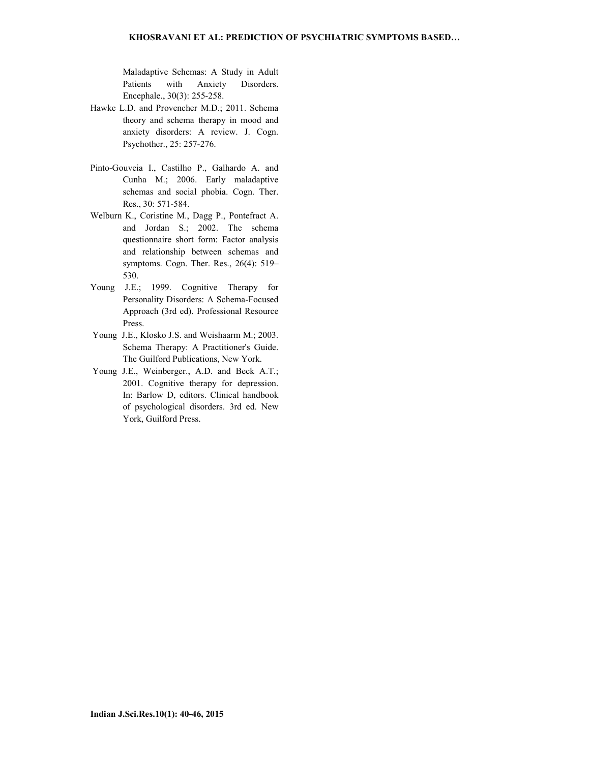Maladaptive Schemas: A Study in Adult Patients with Anxiety Disorders. Encephale., 30(3): 255-258.

Hawke L.D. and Provencher M.D.; 2011. Schema theory and schema therapy in mood and anxiety disorders: A review. J. Cogn. Psychother., 25: 257-276.

Pinto-Gouveia I., Castilho P., Galhardo A. and Cunha M.; 2006. Early maladaptive schemas and social phobia. Cogn. Ther. Res., 30: 571-584.

Welburn K., Coristine M., Dagg P., Pontefract A. and Jordan S.; 2002. The schema questionnaire short form: Factor analysis and relationship between schemas and symptoms. Cogn. Ther. Res., 26(4): 519–530.

Young J.E.; 1999. Cognitive Therapy for Personality Disorders: A Schema-Focused Approach (3rd ed). Professional Resource Press.

Young J.E., Klosko J.S. and Weishaarm M.; 2003. Schema Therapy: A Practitioner's Guide. The Guilford Publications, New York.

Young J.E., Weinberger., A.D. and Beck A.T.; 2001. Cognitive therapy for depression. In: Barlow D, editors. Clinical handbook of psychological disorders. 3rd ed. New York, Guilford Press.